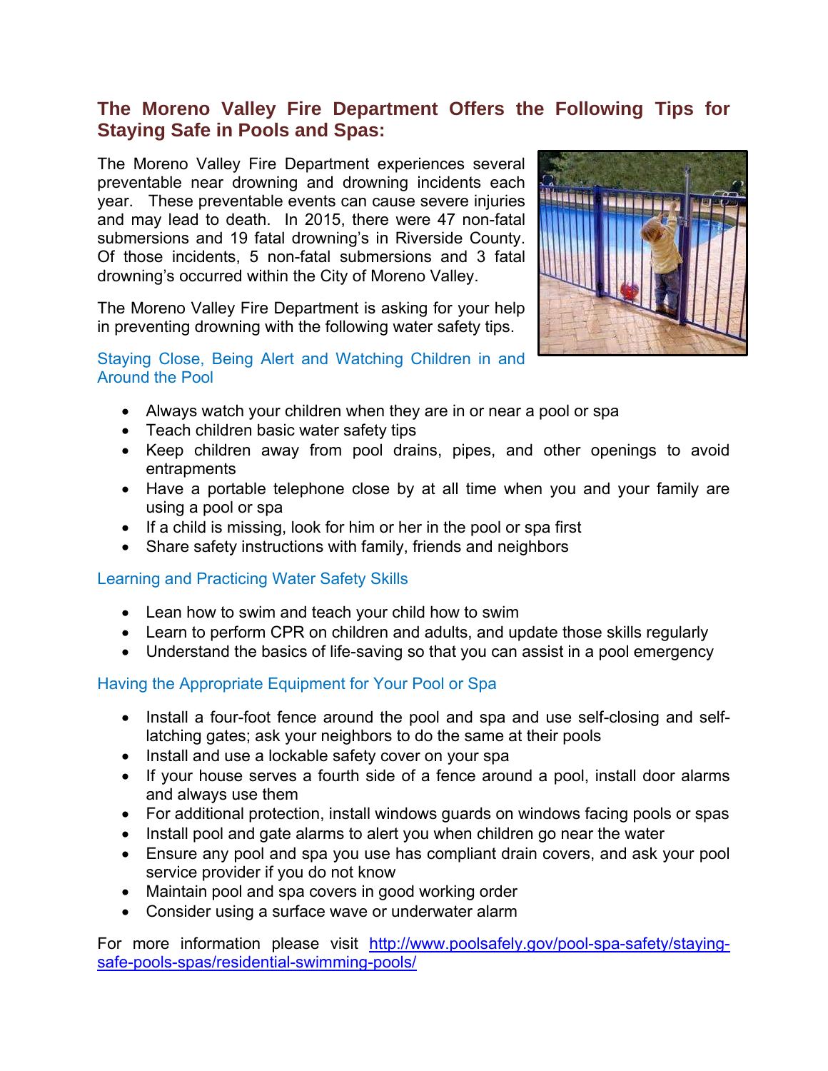## The Moreno Valley Fire Department Offers the Following Tips for Staying Safe in Pools and Spas:

The Moreno Valley Fire Department experiences several preventable near drowning and drowning incidents each year. These preventable events can cause severe injuries and may lead to death. In 2015, there were 47 non-fatal submersions and 19 fatal drowning's in Riverside County. Of those incidents, 5 non-fatal submersions and 3 fatal drowning's occurred within the City of Moreno Valley.

The Moreno Valley Fire Department is asking for your help in preventing drowning with the following water safety tips.

### Staying Close, Being Alert and Watching Children in and Around the Pool

- Always watch your children when they are in or near a pool or spa
- Teach children basic water safety tips
- Keep children away from pool drains, pipes, and other openings to avoid entrapments
- Have a portable telephone close by at all time when you and your family are using a pool or spa
- If a child is missing, look for him or her in the pool or spa first
- Share safety instructions with family, friends and neighbors

### Learning and Practicing Water Safety Skills

- Lean how to swim and teach your child how to swim
- Learn to perform CPR on children and adults, and update those skills regularly
- Understand the basics of life-saving so that you can assist in a pool emergency

### Having the Appropriate Equipment for Your Pool or Spa

- Install a four-foot fence around the pool and spa and use self-closing and self-latching gates; ask your neighbors to do the same at their pools
- Install and use a lockable safety cover on your spa
- If your house serves a fourth side of a fence around a pool, install door alarms and always use them
- For additional protection, install windows guards on windows facing pools or spas
- Install pool and gate alarms to alert you when children go near the water
- Ensure any pool and spa you use has compliant drain covers, and ask your pool service provider if you do not know
- Maintain pool and spa covers in good working order
- Consider using a surface wave or underwater alarm

For more information please visit [http://www.poolsafely.gov/pool-spa-safety/staying-safe-pools-spas/residential-swimming-pools/](http://www.poolsafely.gov/pool-spa-safety/staying-safe-pools-spas/residential-swimming-pools/)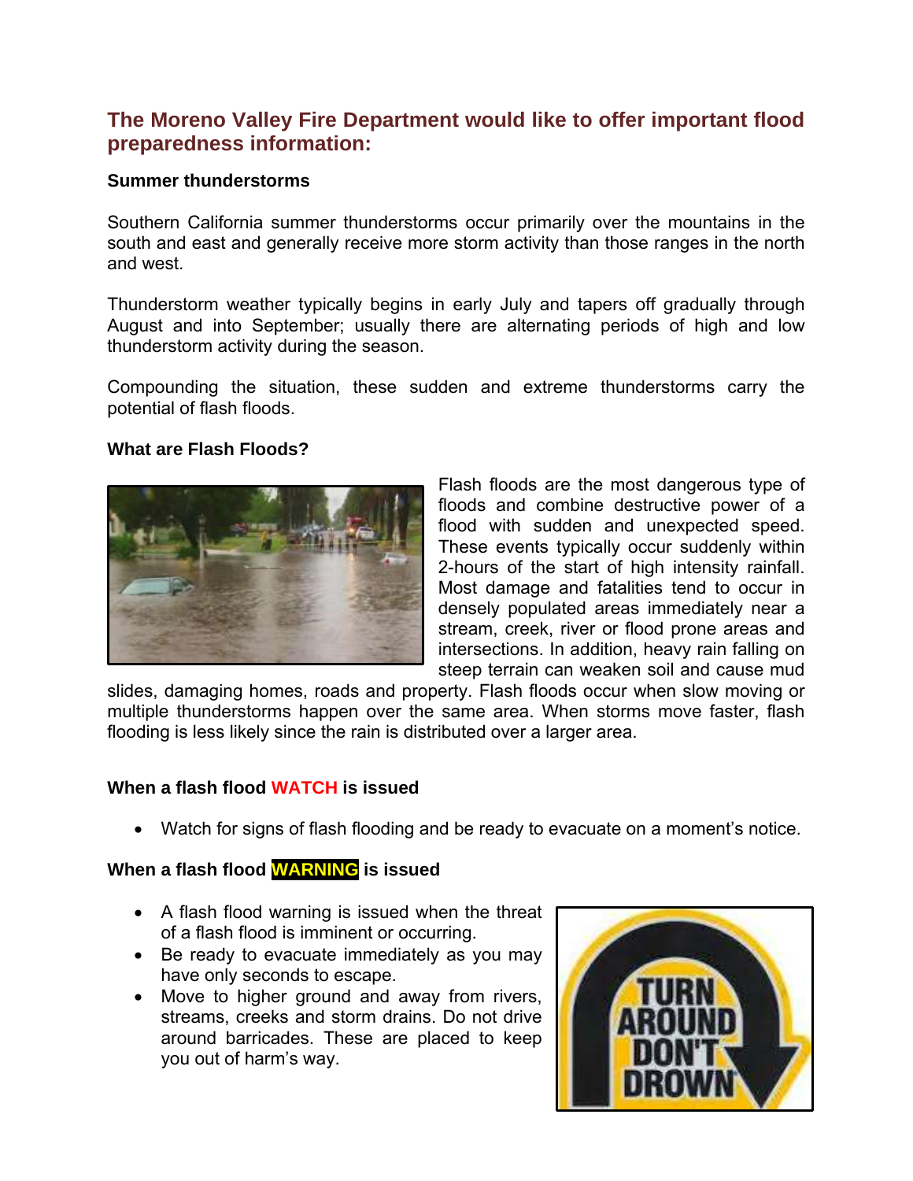## The Moreno Valley Fire Department would like to offer important flood preparedness information:

**Summer thunderstorms**

Southern California summer thunderstorms occur primarily over the mountains in the south and east and generally receive more storm activity than those ranges in the north and west.

Thunderstorm weather typically begins in early July and tapers off gradually through August and into September; usually there are alternating periods of high and low thunderstorm activity during the season.

Compounding the situation, these sudden and extreme thunderstorms carry the potential of flash floods.

**What are Flash Floods?**

Flash floods are the most dangerous type of floods and combine destructive power of a flood with sudden and unexpected speed. These events typically occur suddenly within 2-hours of the start of high intensity rainfall. Most damage and fatalities tend to occur in densely populated areas immediately near a stream, creek, river or flood prone areas and intersections. In addition, heavy rain falling on steep terrain can weaken soil and cause mud slides, damaging homes, roads and property. Flash floods occur when slow moving or multiple thunderstorms happen over the same area. When storms move faster, flash flooding is less likely since the rain is distributed over a larger area.

**When a flash flood WATCH is issued**

- Watch for signs of flash flooding and be ready to evacuate on a moment's notice.

**When a flash flood WARNING is issued**

- A flash flood warning is issued when the threat of a flash flood is imminent or occurring.
- Be ready to evacuate immediately as you may have only seconds to escape.
- Move to higher ground and away from rivers, streams, creeks and storm drains. Do not drive around barricades. These are placed to keep you out of harm's way.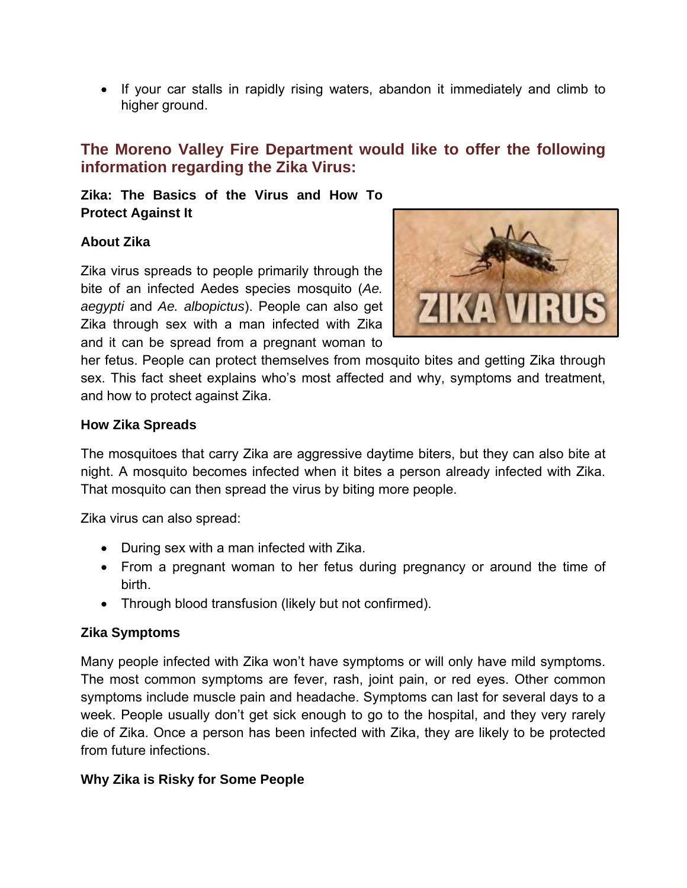- If your car stalls in rapidly rising waters, abandon it immediately and climb to higher ground.

## The Moreno Valley Fire Department would like to offer the following information regarding the Zika Virus:

**Zika: The Basics of the Virus and How To Protect Against It**

**About Zika**

Zika virus spreads to people primarily through the bite of an infected Aedes species mosquito (*Ae. aegypti* and *Ae. albopictus*). People can also get Zika through sex with a man infected with Zika and it can be spread from a pregnant woman to her fetus. People can protect themselves from mosquito bites and getting Zika through sex. This fact sheet explains who's most affected and why, symptoms and treatment, and how to protect against Zika.

**How Zika Spreads**

The mosquitoes that carry Zika are aggressive daytime biters, but they can also bite at night. A mosquito becomes infected when it bites a person already infected with Zika. That mosquito can then spread the virus by biting more people.

Zika virus can also spread:

- During sex with a man infected with Zika.
- From a pregnant woman to her fetus during pregnancy or around the time of birth.
- Through blood transfusion (likely but not confirmed).

**Zika Symptoms**

Many people infected with Zika won't have symptoms or will only have mild symptoms. The most common symptoms are fever, rash, joint pain, or red eyes. Other common symptoms include muscle pain and headache. Symptoms can last for several days to a week. People usually don't get sick enough to go to the hospital, and they very rarely die of Zika. Once a person has been infected with Zika, they are likely to be protected from future infections.

**Why Zika is Risky for Some People**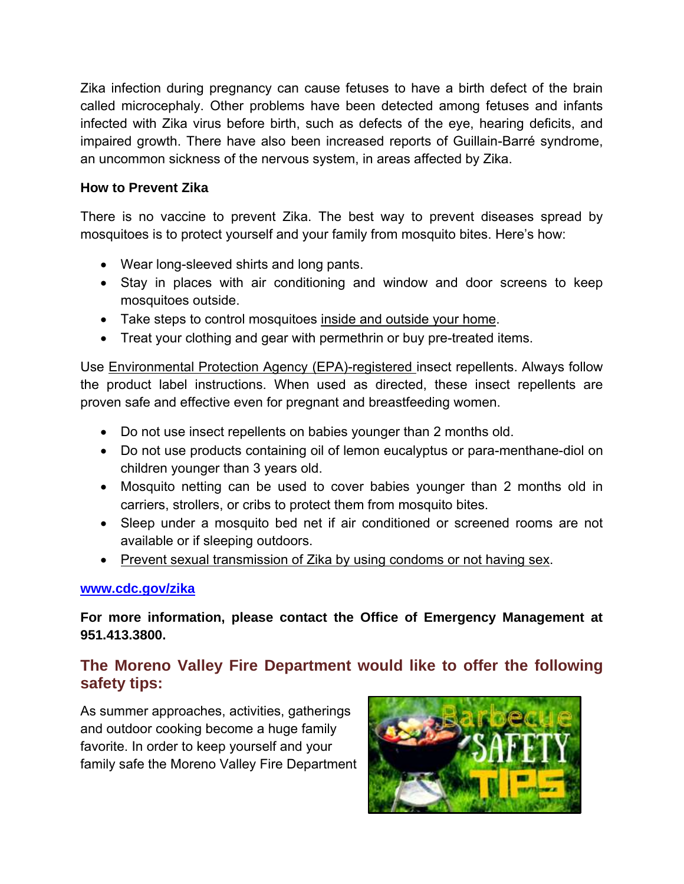Zika infection during pregnancy can cause fetuses to have a birth defect of the brain called microcephaly. Other problems have been detected among fetuses and infants infected with Zika virus before birth, such as defects of the eye, hearing deficits, and impaired growth. There have also been increased reports of Guillain-Barré syndrome, an uncommon sickness of the nervous system, in areas affected by Zika.

**How to Prevent Zika**

There is no vaccine to prevent Zika. The best way to prevent diseases spread by mosquitoes is to protect yourself and your family from mosquito bites. Here's how:

- Wear long-sleeved shirts and long pants.
- Stay in places with air conditioning and window and door screens to keep mosquitoes outside.
- Take steps to control mosquitoes inside and outside your home.
- Treat your clothing and gear with permethrin or buy pre-treated items.

Use Environmental Protection Agency (EPA)-registered insect repellents. Always follow the product label instructions. When used as directed, these insect repellents are proven safe and effective even for pregnant and breastfeeding women.

- Do not use insect repellents on babies younger than 2 months old.
- Do not use products containing oil of lemon eucalyptus or para-menthane-diol on children younger than 3 years old.
- Mosquito netting can be used to cover babies younger than 2 months old in carriers, strollers, or cribs to protect them from mosquito bites.
- Sleep under a mosquito bed net if air conditioned or screened rooms are not available or if sleeping outdoors.
- Prevent sexual transmission of Zika by using condoms or not having sex.

**www.cdc.gov/zika**

**For more information, please contact the Office of Emergency Management at 951.413.3800.**

## The Moreno Valley Fire Department would like to offer the following safety tips:

As summer approaches, activities, gatherings and outdoor cooking become a huge family favorite. In order to keep yourself and your family safe the Moreno Valley Fire Department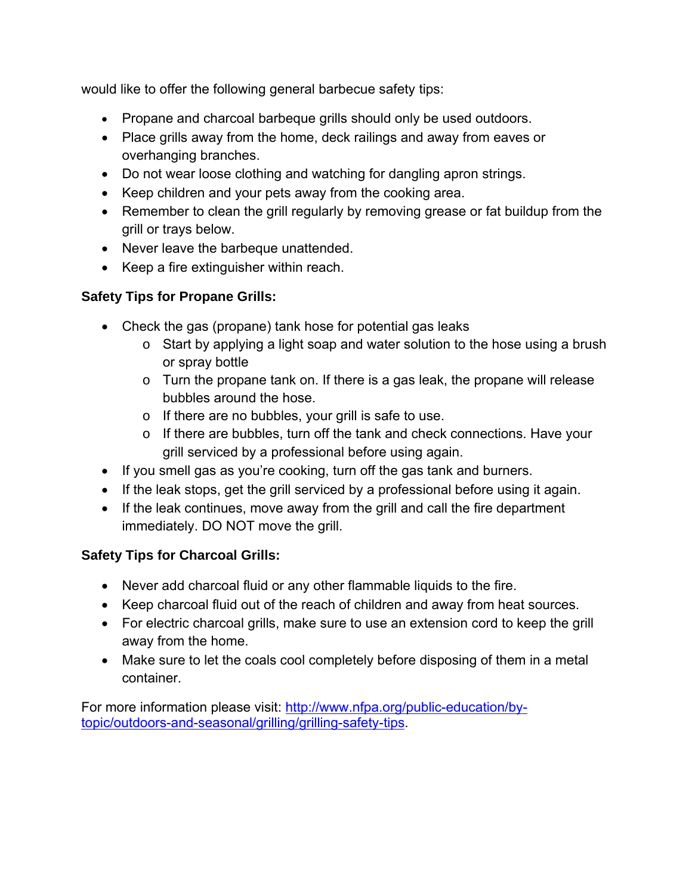would like to offer the following general barbecue safety tips:

- Propane and charcoal barbeque grills should only be used outdoors.
- Place grills away from the home, deck railings and away from eaves or overhanging branches.
- Do not wear loose clothing and watching for dangling apron strings.
- Keep children and your pets away from the cooking area.
- Remember to clean the grill regularly by removing grease or fat buildup from the grill or trays below.
- Never leave the barbeque unattended.
- Keep a fire extinguisher within reach.

**Safety Tips for Propane Grills:**

- Check the gas (propane) tank hose for potential gas leaks
  - Start by applying a light soap and water solution to the hose using a brush or spray bottle
  - Turn the propane tank on. If there is a gas leak, the propane will release bubbles around the hose.
  - If there are no bubbles, your grill is safe to use.
  - If there are bubbles, turn off the tank and check connections. Have your grill serviced by a professional before using again.
- If you smell gas as you're cooking, turn off the gas tank and burners.
- If the leak stops, get the grill serviced by a professional before using it again.
- If the leak continues, move away from the grill and call the fire department immediately. DO NOT move the grill.

**Safety Tips for Charcoal Grills:**

- Never add charcoal fluid or any other flammable liquids to the fire.
- Keep charcoal fluid out of the reach of children and away from heat sources.
- For electric charcoal grills, make sure to use an extension cord to keep the grill away from the home.
- Make sure to let the coals cool completely before disposing of them in a metal container.

For more information please visit: [http://www.nfpa.org/public-education/by-topic/outdoors-and-seasonal/grilling/grilling-safety-tips](http://www.nfpa.org/public-education/by-topic/outdoors-and-seasonal/grilling/grilling-safety-tips).